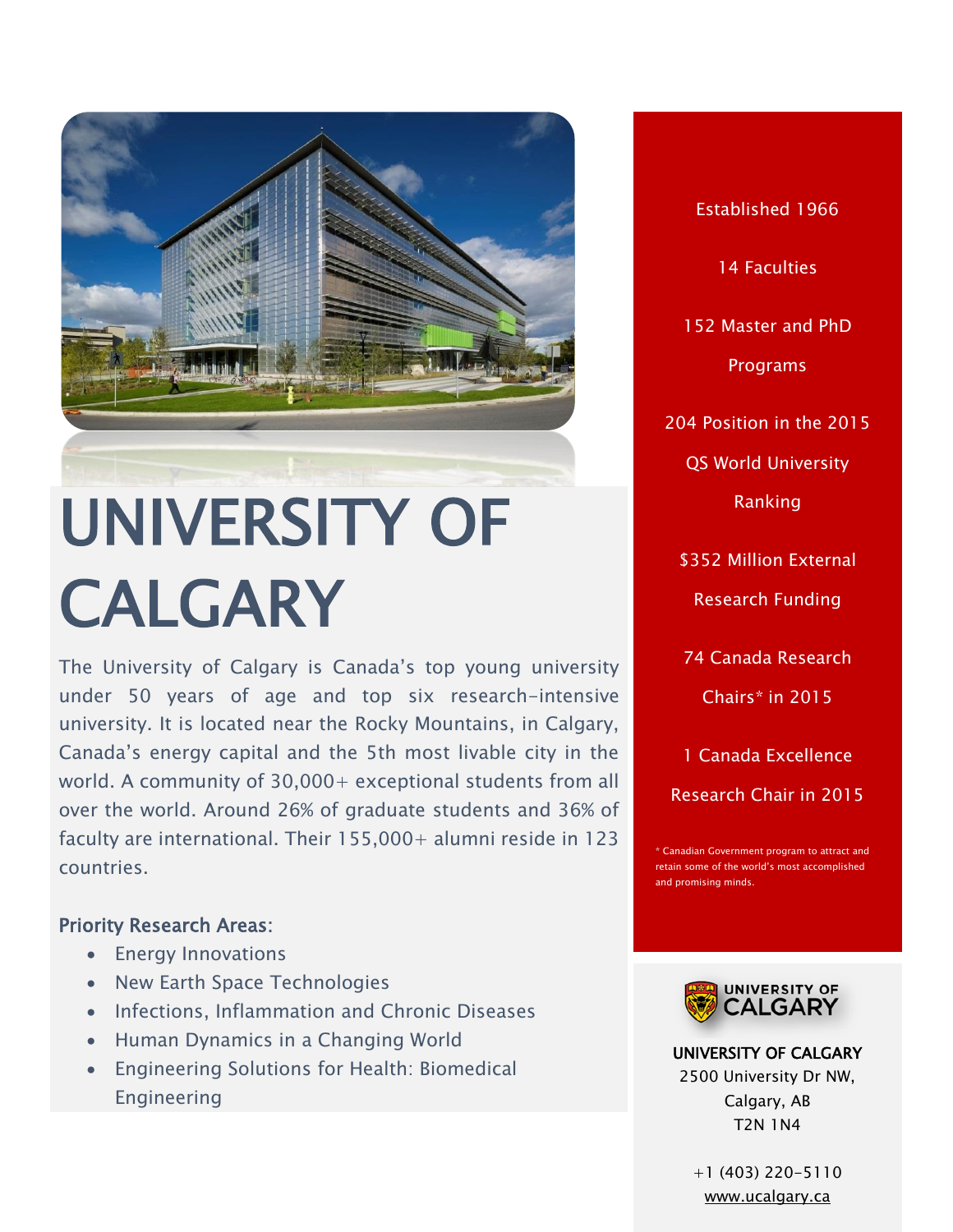# UNIVERSITY OF CALGARY

The University of Calgary is Canada's top young university under 50 years of age and top six research-intensive university. It is located near the Rocky Mountains, in Calgary, Canada's energy capital and the 5th most livable city in the world. A community of 30,000+ exceptional students from all over the world. Around 26% of graduate students and 36% of faculty are international. Their 155,000+ alumni reside in 123 countries.

### Priority Research Areas:

- Energy Innovations
- New Earth Space Technologies
- Infections, Inflammation and Chronic Diseases
- Human Dynamics in a Changing World
- Engineering Solutions for Health: Biomedical Engineering

Established 1966

14 Faculties

152 Master and PhD Programs

204 Position in the 2015 QS World University Ranking

$352 Million External Research Funding

74 Canada Research Chairs* in 2015

1 Canada Excellence Research Chair in 2015

* Canadian Government program to attract and retain some of the world's most accomplished and promising minds.

UNIVERSITY OF CALGARY

**UNIVERSITY OF CALGARY**
2500 University Dr NW,
Calgary, AB
T2N 1N4

+1 (403) 220-5110
www.ucalgary.ca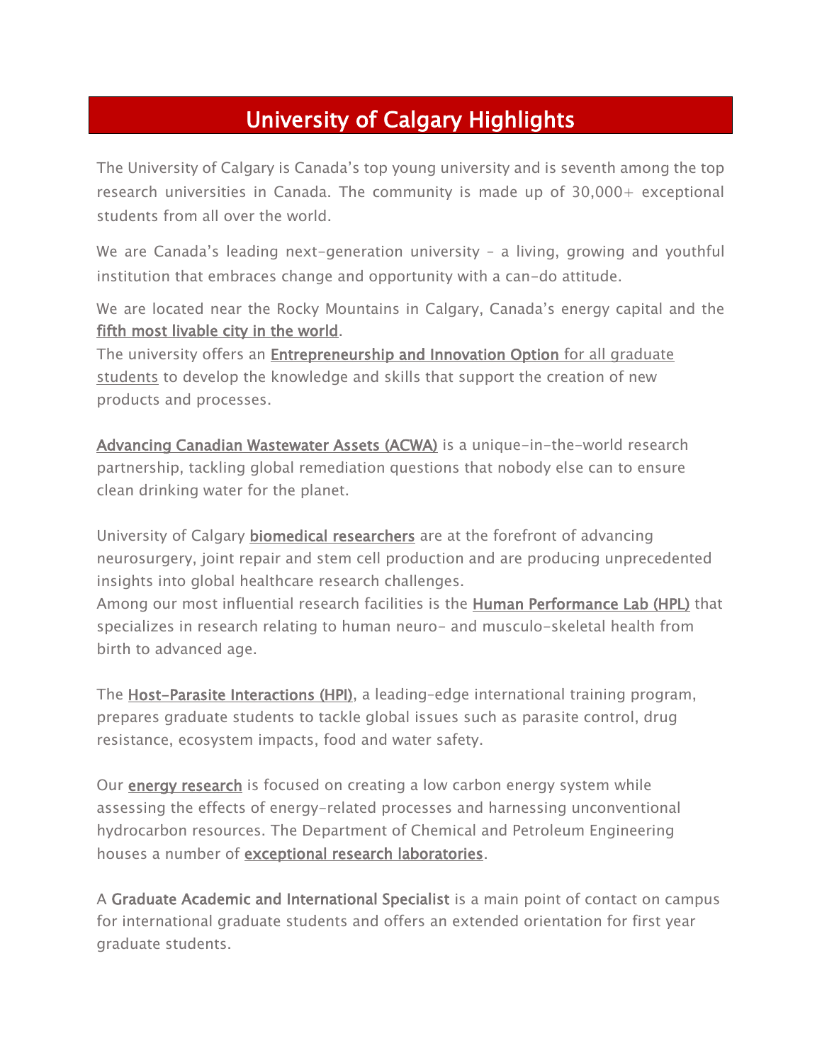# University of Calgary Highlights

The University of Calgary is Canada's top young university and is seventh among the top research universities in Canada. The community is made up of 30,000+ exceptional students from all over the world.

We are Canada's leading next-generation university – a living, growing and youthful institution that embraces change and opportunity with a can-do attitude.

We are located near the Rocky Mountains in Calgary, Canada's energy capital and the fifth most livable city in the world.
The university offers an Entrepreneurship and Innovation Option for all graduate students to develop the knowledge and skills that support the creation of new products and processes.

Advancing Canadian Wastewater Assets (ACWA) is a unique-in-the-world research partnership, tackling global remediation questions that nobody else can to ensure clean drinking water for the planet.

University of Calgary biomedical researchers are at the forefront of advancing neurosurgery, joint repair and stem cell production and are producing unprecedented insights into global healthcare research challenges.
Among our most influential research facilities is the Human Performance Lab (HPL) that specializes in research relating to human neuro- and musculo-skeletal health from birth to advanced age.

The Host-Parasite Interactions (HPI), a leading-edge international training program, prepares graduate students to tackle global issues such as parasite control, drug resistance, ecosystem impacts, food and water safety.

Our energy research is focused on creating a low carbon energy system while assessing the effects of energy-related processes and harnessing unconventional hydrocarbon resources. The Department of Chemical and Petroleum Engineering houses a number of exceptional research laboratories.

A Graduate Academic and International Specialist is a main point of contact on campus for international graduate students and offers an extended orientation for first year graduate students.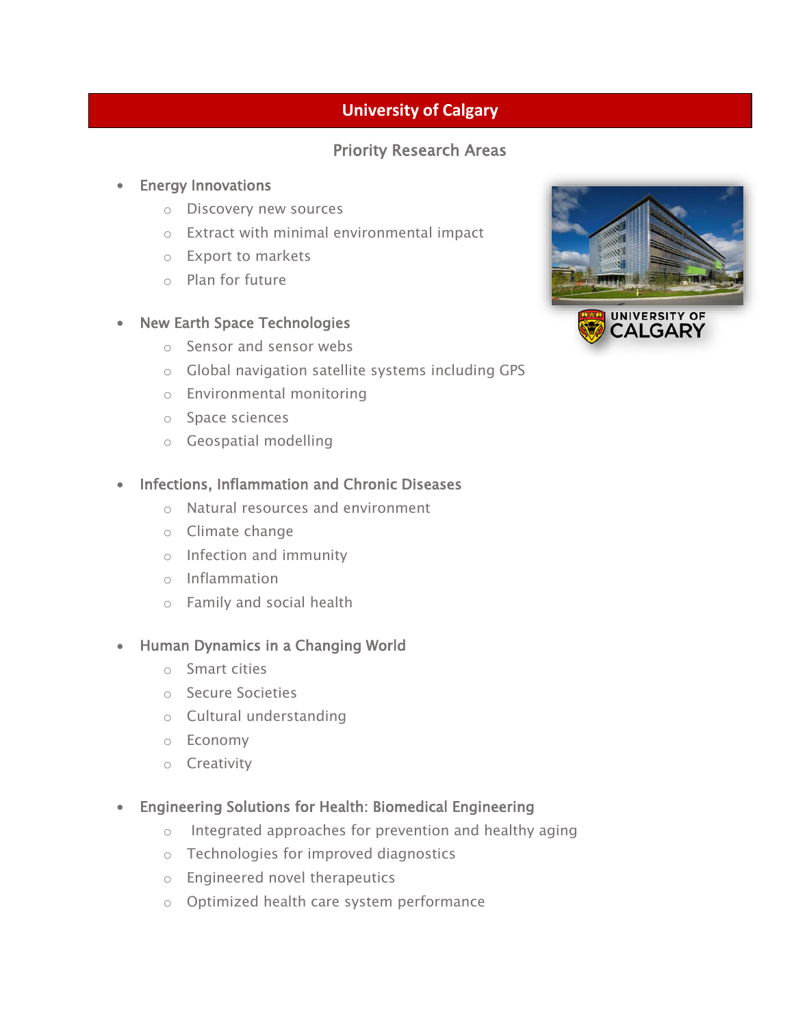# University of Calgary

## Priority Research Areas

- **Energy Innovations**
  - Discovery new sources
  - Extract with minimal environmental impact
  - Export to markets
  - Plan for future

- **New Earth Space Technologies**
  - Sensor and sensor webs
  - Global navigation satellite systems including GPS
  - Environmental monitoring
  - Space sciences
  - Geospatial modelling

- **Infections, Inflammation and Chronic Diseases**
  - Natural resources and environment
  - Climate change
  - Infection and immunity
  - Inflammation
  - Family and social health

- **Human Dynamics in a Changing World**
  - Smart cities
  - Secure Societies
  - Cultural understanding
  - Economy
  - Creativity

- **Engineering Solutions for Health: Biomedical Engineering**
  - Integrated approaches for prevention and healthy aging
  - Technologies for improved diagnostics
  - Engineered novel therapeutics
  - Optimized health care system performance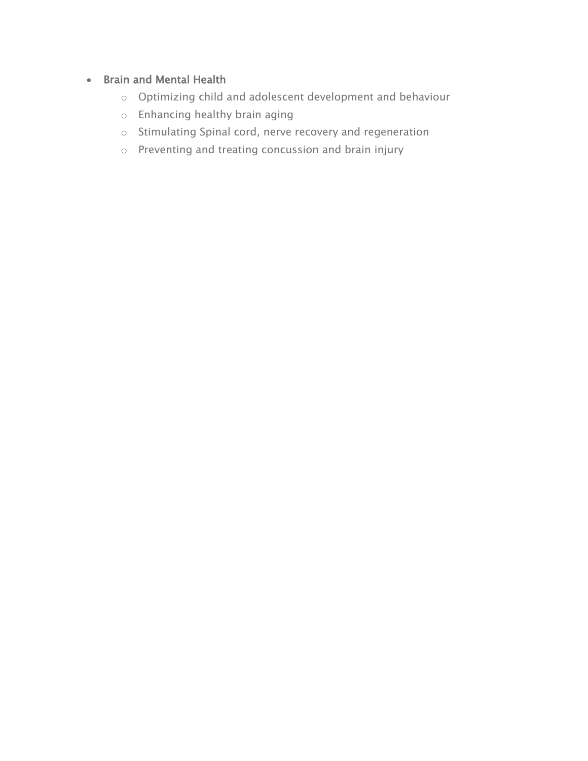- Brain and Mental Health
  - Optimizing child and adolescent development and behaviour
  - Enhancing healthy brain aging
  - Stimulating Spinal cord, nerve recovery and regeneration
  - Preventing and treating concussion and brain injury